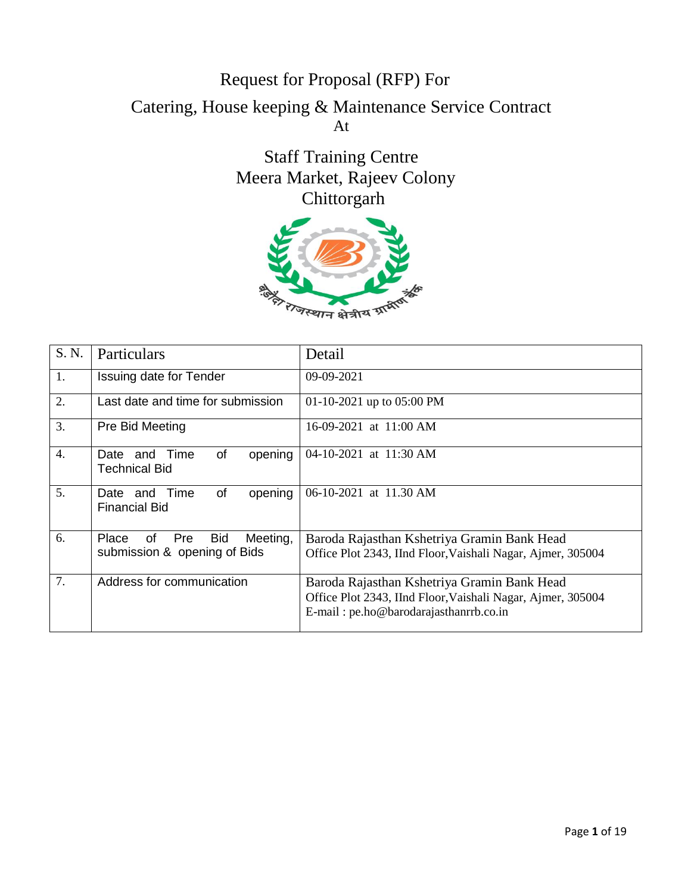# Request for Proposal (RFP) For

## Catering, House keeping & Maintenance Service Contract

At

## Staff Training Centre
## Meera Market, Rajeev Colony
## Chittorgarh

बड़ौदा राजस्थान क्षेत्रीय ग्रामीण बैंक

| S. N. | Particulars | Detail |
|---|---|---|
| 1. | Issuing date for Tender | 09-09-2021 |
| 2. | Last date and time for submission | 01-10-2021 up to 05:00 PM |
| 3. | Pre Bid Meeting | 16-09-2021 at 11:00 AM |
| 4. | Date and Time of opening Technical Bid | 04-10-2021 at 11:30 AM |
| 5. | Date and Time of opening Financial Bid | 06-10-2021 at 11.30 AM |
| 6. | Place of Pre Bid Meeting, submission & opening of Bids | Baroda Rajasthan Kshetriya Gramin Bank Head Office Plot 2343, IInd Floor,Vaishali Nagar, Ajmer, 305004 |
| 7. | Address for communication | Baroda Rajasthan Kshetriya Gramin Bank Head Office Plot 2343, IInd Floor,Vaishali Nagar, Ajmer, 305004<br>E-mail : pe.ho@barodarajasthanrrb.co.in |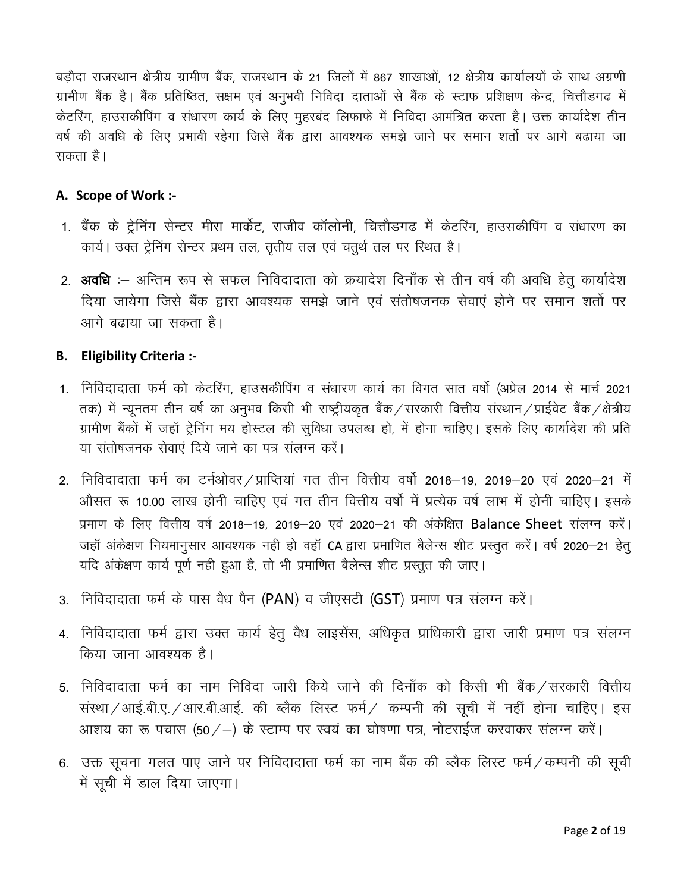बड़ौदा राजस्थान क्षेत्रीय ग्रामीण बैंक, राजस्थान के 21 जिलों में 867 शाखाओं, 12 क्षेत्रीय कार्यालयों के साथ अग्रणी ग्रामीण बैंक है। बैंक प्रतिष्ठित, सक्षम एवं अनुभवी निविदा दाताओं से बैंक के स्टाफ प्रशिक्षण केन्द्र, चित्तौडगढ में केटरिंग, हाउसकीपिंग व संधारण कार्य के लिए मुहरबंद लिफाफे में निविदा आमंत्रित करता है। उक्त कार्यादेश तीन वर्ष की अवधि के लिए प्रभावी रहेगा जिसे बैंक द्वारा आवश्यक समझे जाने पर समान शर्तो पर आगे बढाया जा सकता है।

## A. Scope of Work :-

1. बैंक के ट्रेनिंग सेन्टर मीरा मार्केट, राजीव कॉलोनी, चित्तौडगढ में केटरिंग, हाउसकीपिंग व संधारण का कार्य। उक्त ट्रेनिंग सेन्टर प्रथम तल, तृतीय तल एवं चतुर्थ तल पर स्थित है।

2. **अवधि** :– अन्तिम रूप से सफल निविदादाता को क्रयादेश दिनाँक से तीन वर्ष की अवधि हेतु कार्यादेश दिया जायेगा जिसे बैंक द्वारा आवश्यक समझे जाने एवं संतोषजनक सेवाएं होने पर समान शर्तो पर आगे बढाया जा सकता है।

## B. Eligibility Criteria :-

1. निविदादाता फर्म को केटरिंग, हाउसकीपिंग व संधारण कार्य का विगत सात वर्षो (अप्रेल 2014 से मार्च 2021 तक) में न्यूनतम तीन वर्ष का अनुभव किसी भी राष्ट्रीयकृत बैंक/सरकारी वित्तीय संस्थान/प्राईवेट बैंक/क्षेत्रीय ग्रामीण बैंकों में जहॉ ट्रेनिंग मय होस्टल की सुविधा उपलब्ध हो, में होना चाहिए। इसके लिए कार्यादेश की प्रति या संतोषजनक सेवाएं दिये जाने का पत्र संलग्न करें।

2. निविदादाता फर्म का टर्नओवर/प्राप्तियां गत तीन वित्तीय वर्षो 2018–19, 2019–20 एवं 2020–21 में औसत रू 10.00 लाख होनी चाहिए एवं गत तीन वित्तीय वर्षो में प्रत्येक वर्ष लाभ में होनी चाहिए। इसके प्रमाण के लिए वित्तीय वर्ष 2018–19, 2019–20 एवं 2020–21 की अंकेक्षित Balance Sheet संलग्न करें। जहॉ अंकेक्षण नियमानुसार आवश्यक नही हो वहॉ CA द्वारा प्रमाणित बैलेन्स शीट प्रस्तुत करें। वर्ष 2020–21 हेतु यदि अंकेक्षण कार्य पूर्ण नही हुआ है, तो भी प्रमाणित बैलेन्स शीट प्रस्तुत की जाए।

3. निविदादाता फर्म के पास वैध पैन (PAN) व जीएसटी (GST) प्रमाण पत्र संलग्न करें।

4. निविदादाता फर्म द्वारा उक्त कार्य हेतु वैध लाइसेंस, अधिकृत प्राधिकारी द्वारा जारी प्रमाण पत्र संलग्न किया जाना आवश्यक है।

5. निविदादाता फर्म का नाम निविदा जारी किये जाने की दिनाँक को किसी भी बैंक/सरकारी वित्तीय संस्था/आई.बी.ए./आर.बी.आई. की ब्लैक लिस्ट फर्म/ कम्पनी की सूची में नहीं होना चाहिए। इस आशय का रू पचास (50/–) के स्टाम्प पर स्वयं का घोषणा पत्र, नोटराईज करवाकर संलग्न करें।

6. उक्त सूचना गलत पाए जाने पर निविदादाता फर्म का नाम बैंक की ब्लैक लिस्ट फर्म/कम्पनी की सूची में सूची में डाल दिया जाएगा।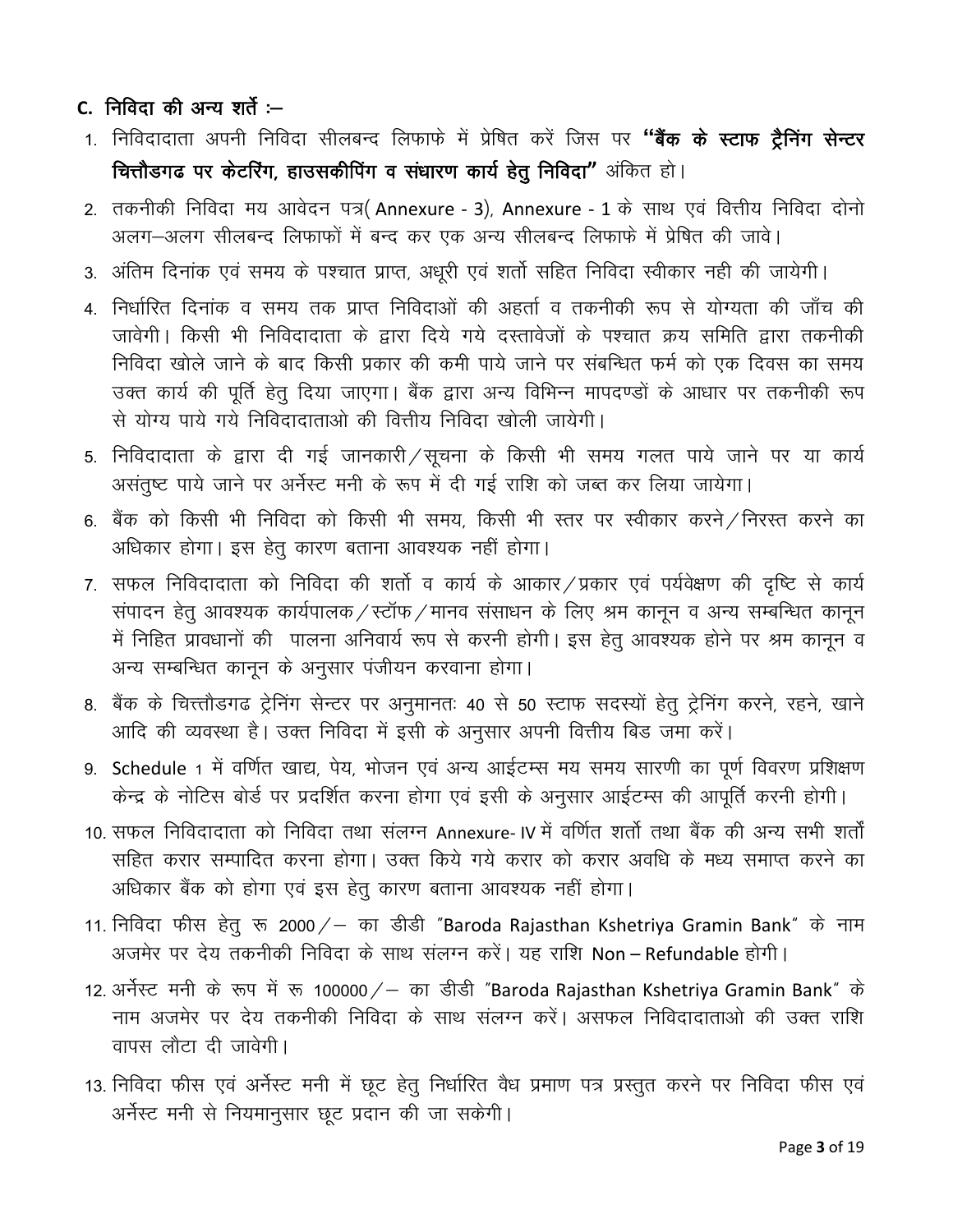### C. निविदा की अन्य शर्ते :–

1. निविदादाता अपनी निविदा सीलबन्द लिफाफे में प्रेषित करें जिस पर **"बैंक के स्टाफ ट्रैनिंग सेन्टर चित्तौडगढ पर केटरिंग, हाउसकीपिंग व संधारण कार्य हेतु निविदा"** अंकित हो।
2. तकनीकी निविदा मय आवेदन पत्र( Annexure - 3), Annexure - 1 के साथ एवं वित्तीय निविदा दोनो अलग–अलग सीलबन्द लिफाफों में बन्द कर एक अन्य सीलबन्द लिफाफे में प्रेषित की जावे।
3. अंतिम दिनांक एवं समय के पश्चात प्राप्त, अधूरी एवं शर्तो सहित निविदा स्वीकार नही की जायेगी।
4. निर्धारित दिनांक व समय तक प्राप्त निविदाओं की अहर्ता व तकनीकी रूप से योग्यता की जाँच की जावेगी। किसी भी निविदादाता के द्वारा दिये गये दस्तावेजों के पश्चात क्रय समिति द्वारा तकनीकी निविदा खोले जाने के बाद किसी प्रकार की कमी पाये जाने पर संबन्धित फर्म को एक दिवस का समय उक्त कार्य की पूर्ति हेतु दिया जाएगा। बैंक द्वारा अन्य विभिन्न मापदण्डों के आधार पर तकनीकी रूप से योग्य पाये गये निविदादाताओ की वित्तीय निविदा खोली जायेगी।
5. निविदादाता के द्वारा दी गई जानकारी/सूचना के किसी भी समय गलत पाये जाने पर या कार्य असंतुष्ट पाये जाने पर अर्नेस्ट मनी के रूप में दी गई राशि को जब्त कर लिया जायेगा।
6. बैंक को किसी भी निविदा को किसी भी समय, किसी भी स्तर पर स्वीकार करने/निरस्त करने का अधिकार होगा। इस हेतु कारण बताना आवश्यक नहीं होगा।
7. सफल निविदादाता को निविदा की शर्तो व कार्य के आकार/प्रकार एवं पर्यवेक्षण की दृष्टि से कार्य संपादन हेतु आवश्यक कार्यपालक/स्टॉफ/मानव संसाधन के लिए श्रम कानून व अन्य सम्बन्धित कानून में निहित प्रावधानों की पालना अनिवार्य रूप से करनी होगी। इस हेतु आवश्यक होने पर श्रम कानून व अन्य सम्बन्धित कानून के अनुसार पंजीयन करवाना होगा।
8. बैंक के चित्तौडगढ ट्रेनिंग सेन्टर पर अनुमानतः 40 से 50 स्टाफ सदस्यों हेतु ट्रेनिंग करने, रहने, खाने आदि की व्यवस्था है। उक्त निविदा में इसी के अनुसार अपनी वित्तीय बिड जमा करें।
9. Schedule 1 में वर्णित खाद्य, पेय, भोजन एवं अन्य आईटम्स मय समय सारणी का पूर्ण विवरण प्रशिक्षण केन्द्र के नोटिस बोर्ड पर प्रदर्शित करना होगा एवं इसी के अनुसार आईटम्स की आपूर्ति करनी होगी।
10. सफल निविदादाता को निविदा तथा संलग्न Annexure- IV में वर्णित शर्तो तथा बैंक की अन्य सभी शर्तों सहित करार सम्पादित करना होगा। उक्त किये गये करार को करार अवधि के मध्य समाप्त करने का अधिकार बैंक को होगा एवं इस हेतु कारण बताना आवश्यक नहीं होगा।
11. निविदा फीस हेतु रू 2000/– का डीडी "Baroda Rajasthan Kshetriya Gramin Bank" के नाम अजमेर पर देय तकनीकी निविदा के साथ संलग्न करें। यह राशि Non – Refundable होगी।
12. अर्नेस्ट मनी के रूप में रू 100000/– का डीडी "Baroda Rajasthan Kshetriya Gramin Bank" के नाम अजमेर पर देय तकनीकी निविदा के साथ संलग्न करें। असफल निविदादाताओ की उक्त राशि वापस लौटा दी जावेगी।
13. निविदा फीस एवं अर्नेस्ट मनी में छूट हेतु निर्धारित वैध प्रमाण पत्र प्रस्तुत करने पर निविदा फीस एवं अर्नेस्ट मनी से नियमानुसार छूट प्रदान की जा सकेगी।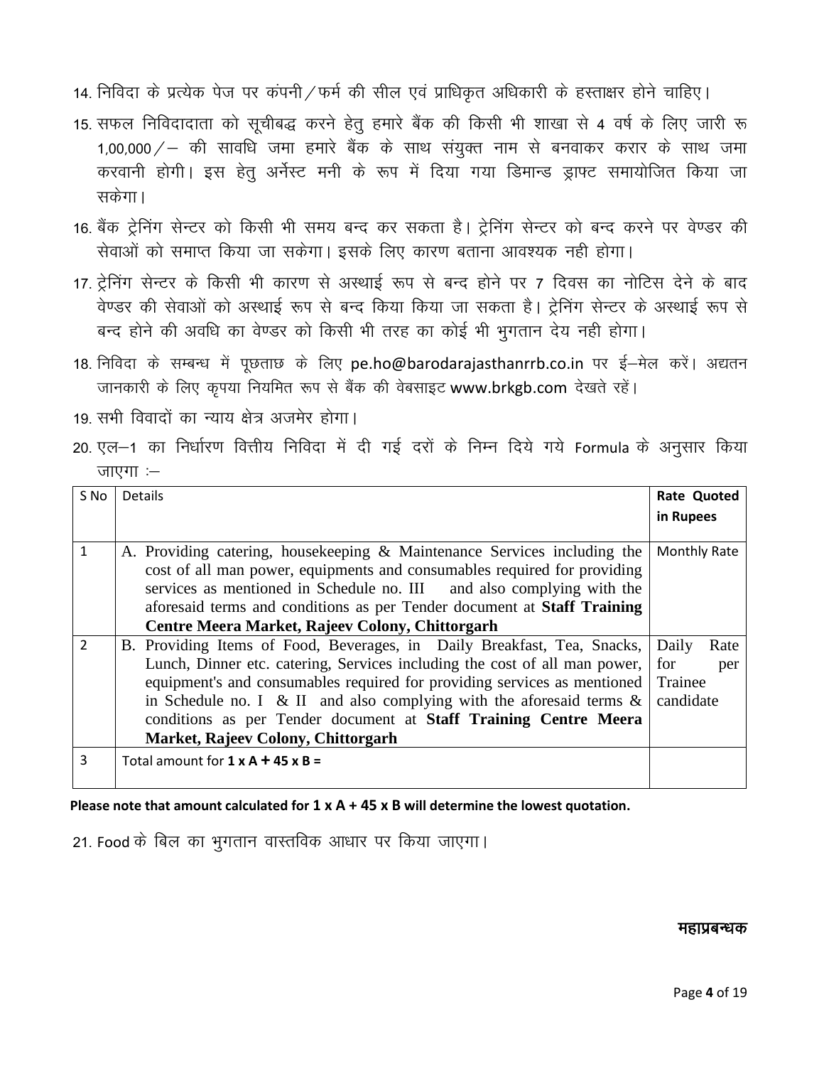14. निविदा के प्रत्येक पेज पर कंपनी/फर्म की सील एवं प्राधिकृत अधिकारी के हस्ताक्षर होने चाहिए।

15. सफल निविदादाता को सूचीबद्ध करने हेतु हमारे बैंक की किसी भी शाखा से 4 वर्ष के लिए जारी रू 1,00,000/– की सावधि जमा हमारे बैंक के साथ संयुक्त नाम से बनवाकर करार के साथ जमा करवानी होगी। इस हेतु अर्नेस्ट मनी के रूप में दिया गया डिमान्ड ड्राफ्ट समायोजित किया जा सकेगा।

16. बैंक ट्रेनिंग सेन्टर को किसी भी समय बन्द कर सकता है। ट्रेनिंग सेन्टर को बन्द करने पर वेण्डर की सेवाओं को समाप्त किया जा सकेगा। इसके लिए कारण बताना आवश्यक नही होगा।

17. ट्रेनिंग सेन्टर के किसी भी कारण से अस्थाई रूप से बन्द होने पर 7 दिवस का नोटिस देने के बाद वेण्डर की सेवाओं को अस्थाई रूप से बन्द किया किया जा सकता है। ट्रेनिंग सेन्टर के अस्थाई रूप से बन्द होने की अवधि का वेण्डर को किसी भी तरह का कोई भी भुगतान देय नही होगा।

18. निविदा के सम्बन्ध में पूछताछ के लिए pe.ho@barodarajasthanrrb.co.in पर ई–मेल करें। अद्यतन जानकारी के लिए कृपया नियमित रूप से बैंक की वेबसाइट www.brkgb.com देखते रहें।

19. सभी विवादों का न्याय क्षेत्र अजमेर होगा।

20. एल–1 का निर्धारण वित्तीय निविदा में दी गई दरों के निम्न दिये गये Formula के अनुसार किया जाएगा :–

| S No | Details | Rate Quoted in Rupees |
|---|---|---|
| 1 | A. Providing catering, housekeeping & Maintenance Services including the cost of all man power, equipments and consumables required for providing services as mentioned in Schedule no. III and also complying with the aforesaid terms and conditions as per Tender document at **Staff Training Centre Meera Market, Rajeev Colony, Chittorgarh** | Monthly Rate |
| 2 | B. Providing Items of Food, Beverages, in Daily Breakfast, Tea, Snacks, Lunch, Dinner etc. catering, Services including the cost of all man power, equipment's and consumables required for providing services as mentioned in Schedule no. I & II and also complying with the aforesaid terms & conditions as per Tender document at **Staff Training Centre Meera Market, Rajeev Colony, Chittorgarh** | Daily Rate for per Trainee candidate |
| 3 | Total amount for **1 x A + 45 x B =** | |

**Please note that amount calculated for 1 x A + 45 x B will determine the lowest quotation.**

21. Food के बिल का भुगतान वास्तविक आधार पर किया जाएगा।

**महाप्रबन्धक**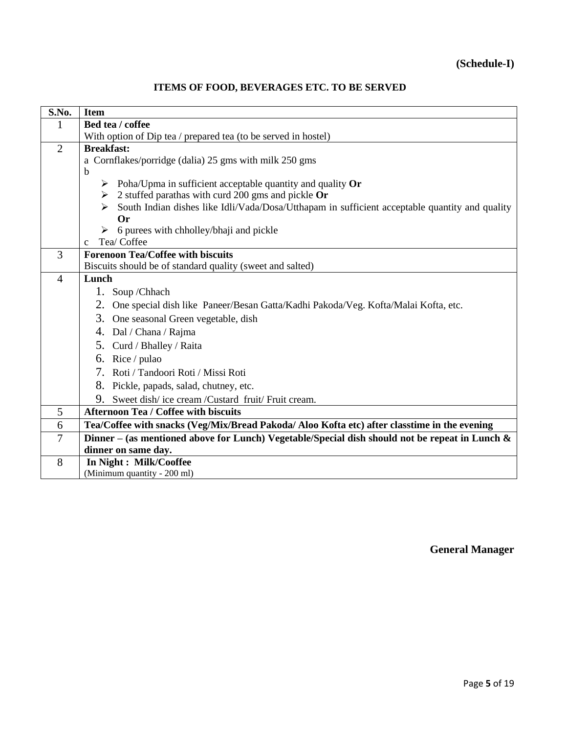**(Schedule-I)**

## ITEMS OF FOOD, BEVERAGES ETC. TO BE SERVED

| S.No. | Item |
|---|---|
| 1 | **Bed tea / coffee**<br>With option of Dip tea / prepared tea (to be served in hostel) |
| 2 | **Breakfast:**<br>a Cornflakes/porridge (dalia) 25 gms with milk 250 gms<br>b<br>➢ Poha/Upma in sufficient acceptable quantity and quality **Or**<br>➢ 2 stuffed parathas with curd 200 gms and pickle **Or**<br>➢ South Indian dishes like Idli/Vada/Dosa/Utthapam in sufficient acceptable quantity and quality **Or**<br>➢ 6 purees with chholley/bhaji and pickle<br>c Tea/ Coffee |
| 3 | **Forenoon Tea/Coffee with biscuits**<br>Biscuits should be of standard quality (sweet and salted) |
| 4 | **Lunch**<br>1. Soup /Chhach<br>2. One special dish like Paneer/Besan Gatta/Kadhi Pakoda/Veg. Kofta/Malai Kofta, etc.<br>3. One seasonal Green vegetable, dish<br>4. Dal / Chana / Rajma<br>5. Curd / Bhalley / Raita<br>6. Rice / pulao<br>7. Roti / Tandoori Roti / Missi Roti<br>8. Pickle, papads, salad, chutney, etc.<br>9. Sweet dish/ ice cream /Custard fruit/ Fruit cream. |
| 5 | **Afternoon Tea / Coffee with biscuits** |
| 6 | **Tea/Coffee with snacks (Veg/Mix/Bread Pakoda/ Aloo Kofta etc) after classtime in the evening** |
| 7 | **Dinner – (as mentioned above for Lunch) Vegetable/Special dish should not be repeat in Lunch & dinner on same day.** |
| 8 | **In Night : Milk/Cooffee**<br>(Minimum quantity - 200 ml) |

**General Manager**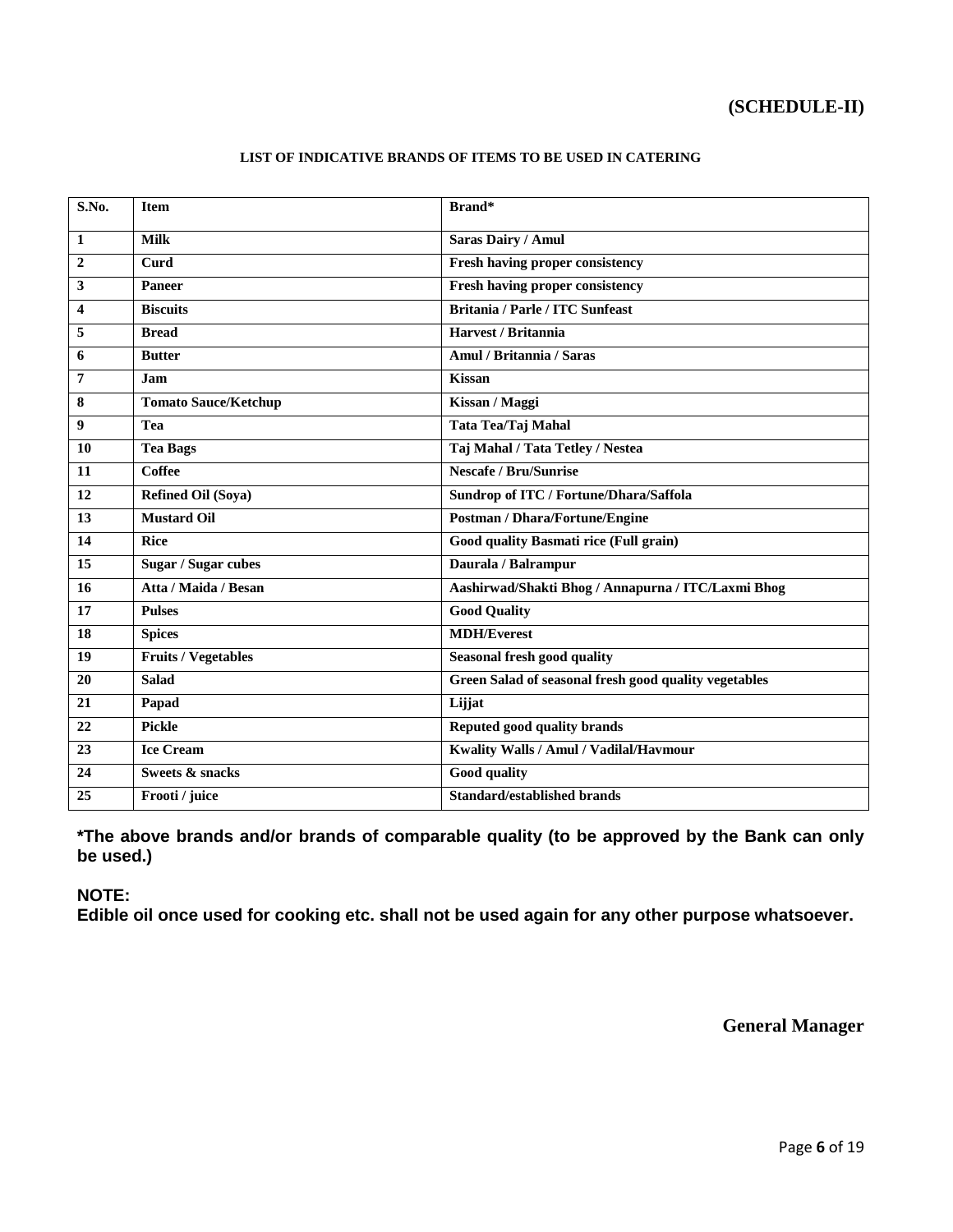**(SCHEDULE-II)**

**LIST OF INDICATIVE BRANDS OF ITEMS TO BE USED IN CATERING**

| S.No. | Item | Brand* |
|---|---|---|
| 1 | Milk | Saras Dairy / Amul |
| 2 | Curd | Fresh having proper consistency |
| 3 | Paneer | Fresh having proper consistency |
| 4 | Biscuits | Britania / Parle / ITC Sunfeast |
| 5 | Bread | Harvest / Britannia |
| 6 | Butter | Amul / Britannia / Saras |
| 7 | Jam | Kissan |
| 8 | Tomato Sauce/Ketchup | Kissan / Maggi |
| 9 | Tea | Tata Tea/Taj Mahal |
| 10 | Tea Bags | Taj Mahal / Tata Tetley / Nestea |
| 11 | Coffee | Nescafe / Bru/Sunrise |
| 12 | Refined Oil (Soya) | Sundrop of ITC / Fortune/Dhara/Saffola |
| 13 | Mustard Oil | Postman / Dhara/Fortune/Engine |
| 14 | Rice | Good quality Basmati rice (Full grain) |
| 15 | Sugar / Sugar cubes | Daurala / Balrampur |
| 16 | Atta / Maida / Besan | Aashirwad/Shakti Bhog / Annapurna / ITC/Laxmi Bhog |
| 17 | Pulses | Good Quality |
| 18 | Spices | MDH/Everest |
| 19 | Fruits / Vegetables | Seasonal fresh good quality |
| 20 | Salad | Green Salad of seasonal fresh good quality vegetables |
| 21 | Papad | Lijjat |
| 22 | Pickle | Reputed good quality brands |
| 23 | Ice Cream | Kwality Walls / Amul / Vadilal/Havmour |
| 24 | Sweets & snacks | Good quality |
| 25 | Frooti / juice | Standard/established brands |

**\*The above brands and/or brands of comparable quality (to be approved by the Bank can only be used.)**

**NOTE:**
**Edible oil once used for cooking etc. shall not be used again for any other purpose whatsoever.**

**General Manager**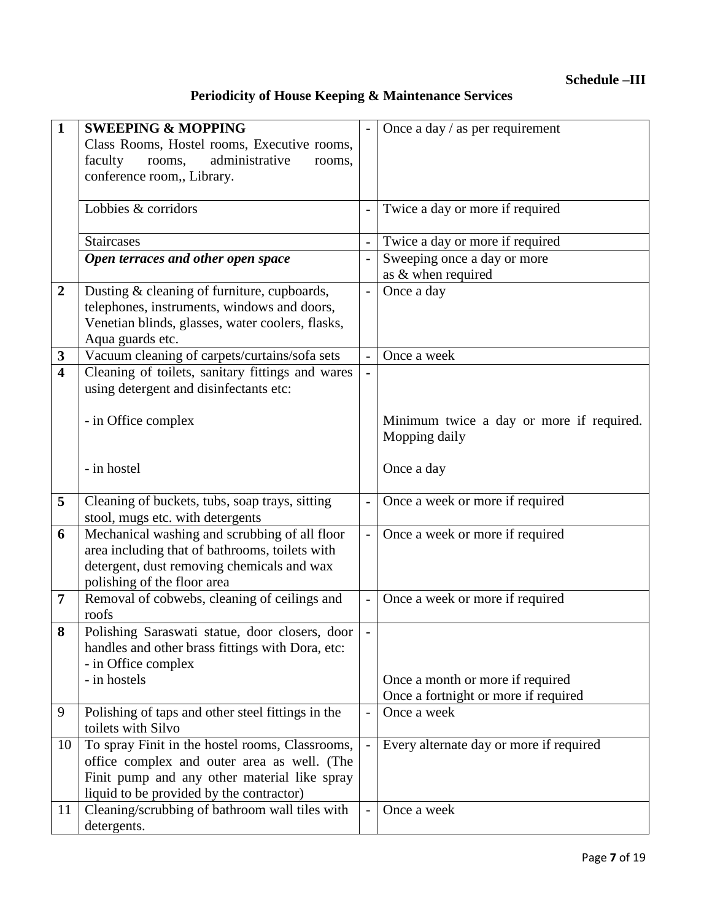**Schedule –III**

## Periodicity of House Keeping & Maintenance Services

| | | | |
|---|---|---|---|
| **1** | **SWEEPING & MOPPING**<br>Class Rooms, Hostel rooms, Executive rooms, faculty rooms, administrative rooms, conference room,, Library. | - | Once a day / as per requirement |
| | Lobbies & corridors | - | Twice a day or more if required |
| | Staircases | - | Twice a day or more if required |
| | ***Open terraces and other open space*** | - | Sweeping once a day or more as & when required |
| **2** | Dusting & cleaning of furniture, cupboards, telephones, instruments, windows and doors, Venetian blinds, glasses, water coolers, flasks, Aqua guards etc. | - | Once a day |
| **3** | Vacuum cleaning of carpets/curtains/sofa sets | - | Once a week |
| **4** | Cleaning of toilets, sanitary fittings and wares using detergent and disinfectants etc:<br><br>- in Office complex<br><br>- in hostel | - | <br><br>Minimum twice a day or more if required. Mopping daily<br><br>Once a day |
| **5** | Cleaning of buckets, tubs, soap trays, sitting stool, mugs etc. with detergents | - | Once a week or more if required |
| **6** | Mechanical washing and scrubbing of all floor area including that of bathrooms, toilets with detergent, dust removing chemicals and wax polishing of the floor area | - | Once a week or more if required |
| **7** | Removal of cobwebs, cleaning of ceilings and roofs | - | Once a week or more if required |
| **8** | Polishing Saraswati statue, door closers, door handles and other brass fittings with Dora, etc:<br>- in Office complex<br>- in hostels | - | <br><br>Once a month or more if required<br>Once a fortnight or more if required |
| 9 | Polishing of taps and other steel fittings in the toilets with Silvo | - | Once a week |
| 10 | To spray Finit in the hostel rooms, Classrooms, office complex and outer area as well. (The Finit pump and any other material like spray liquid to be provided by the contractor) | - | Every alternate day or more if required |
| 11 | Cleaning/scrubbing of bathroom wall tiles with detergents. | - | Once a week |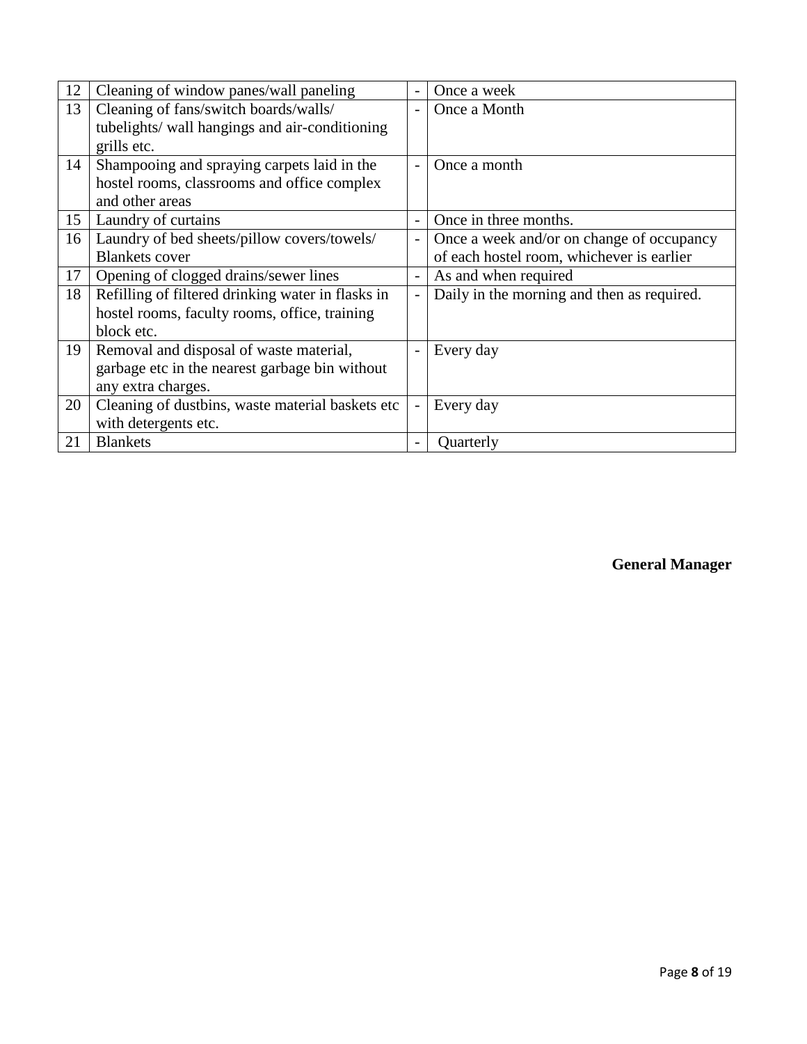| 12 | Cleaning of window panes/wall paneling | - | Once a week |
|---|---|---|---|
| 13 | Cleaning of fans/switch boards/walls/ tubelights/ wall hangings and air-conditioning grills etc. | - | Once a Month |
| 14 | Shampooing and spraying carpets laid in the hostel rooms, classrooms and office complex and other areas | - | Once a month |
| 15 | Laundry of curtains | - | Once in three months. |
| 16 | Laundry of bed sheets/pillow covers/towels/ Blankets cover | - | Once a week and/or on change of occupancy of each hostel room, whichever is earlier |
| 17 | Opening of clogged drains/sewer lines | - | As and when required |
| 18 | Refilling of filtered drinking water in flasks in hostel rooms, faculty rooms, office, training block etc. | - | Daily in the morning and then as required. |
| 19 | Removal and disposal of waste material, garbage etc in the nearest garbage bin without any extra charges. | - | Every day |
| 20 | Cleaning of dustbins, waste material baskets etc with detergents etc. | - | Every day |
| 21 | Blankets | - | Quarterly |

**General Manager**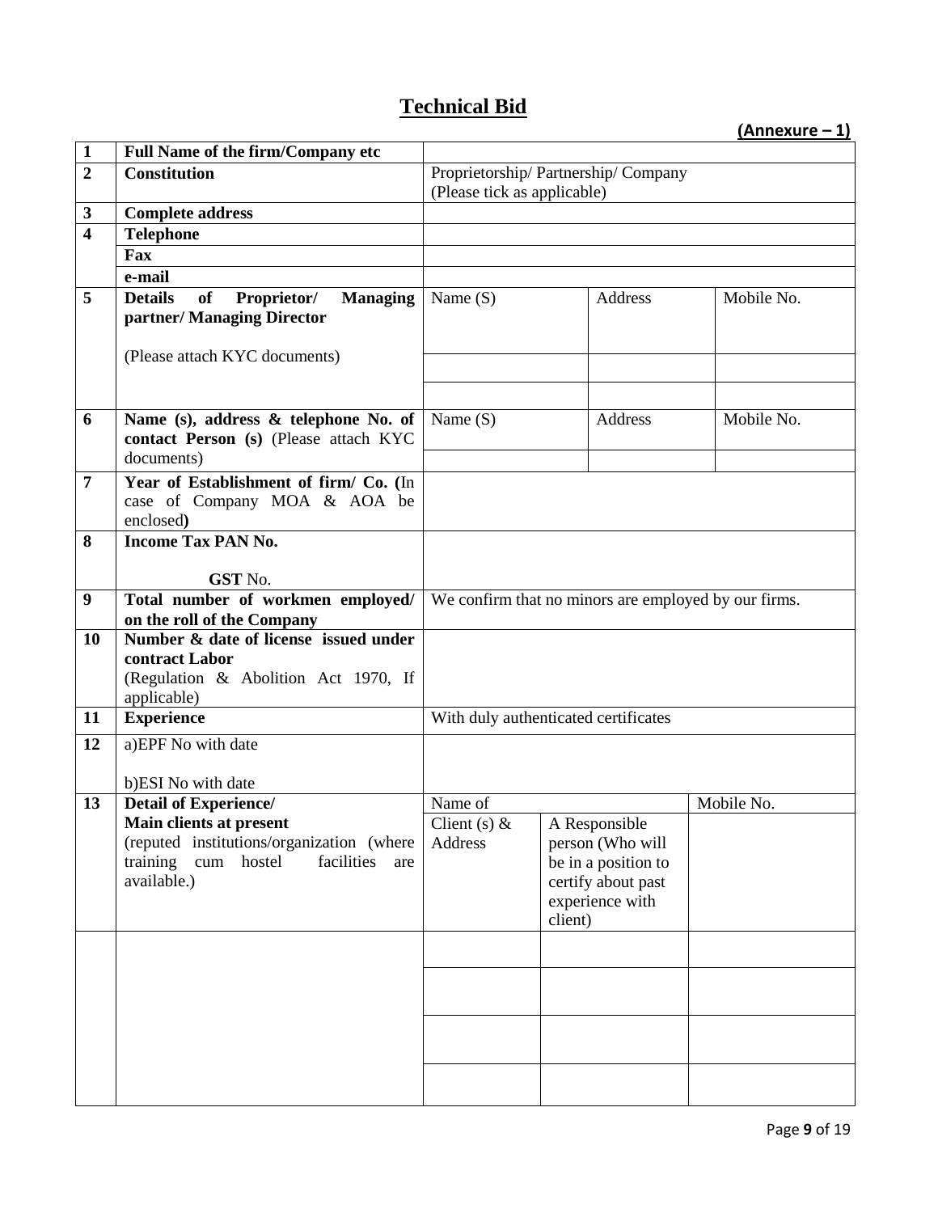# Technical Bid

**(Annexure – 1)**

| | | | | |
|---|---|---|---|---|
| **1** | **Full Name of the firm/Company etc** | | | |
| **2** | **Constitution** | Proprietorship/ Partnership/ Company (Please tick as applicable) | | |
| **3** | **Complete address** | | | |
| **4** | **Telephone** | | | |
| | **Fax** | | | |
| | **e-mail** | | | |
| **5** | **Details of Proprietor/ Managing partner/ Managing Director** (Please attach KYC documents) | Name (S) | Address | Mobile No. |
| | | | | |
| | | | | |
| **6** | **Name (s), address & telephone No. of contact Person (s)** (Please attach KYC documents) | Name (S) | Address | Mobile No. |
| | | | | |
| **7** | **Year of Establishment of firm/ Co. (**In case of Company MOA & AOA be enclosed**)** | | | |
| **8** | **Income Tax PAN No.** **GST** No. | | | |
| **9** | **Total number of workmen employed/ on the roll of the Company** | We confirm that no minors are employed by our firms. | | |
| **10** | **Number & date of license issued under contract Labor** (Regulation & Abolition Act 1970, If applicable) | | | |
| **11** | **Experience** | With duly authenticated certificates | | |
| **12** | a)EPF No with date b)ESI No with date | | | |
| **13** | **Detail of Experience/ Main clients at present** (reputed institutions/organization (where training cum hostel facilities are available.) | Name of Client (s) & Address | A Responsible person (Who will be in a position to certify about past experience with client) | Mobile No. |
| | | | | |
| | | | | |
| | | | | |
| | | | | |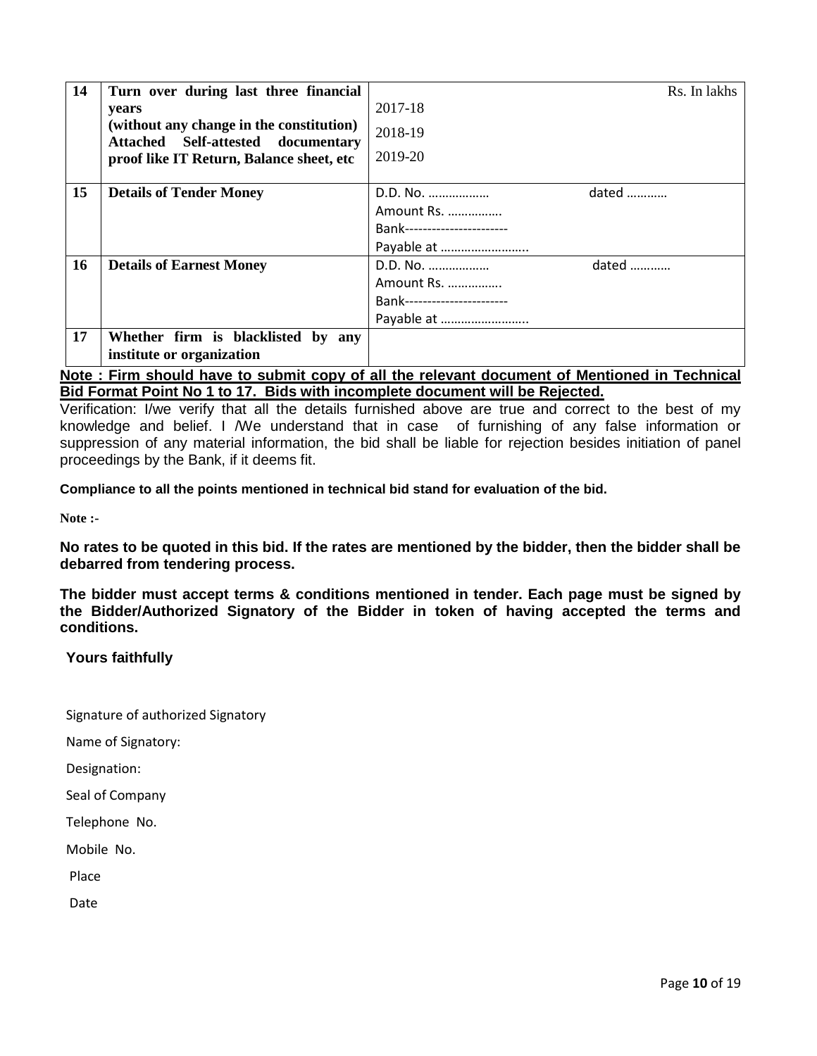| 14 | **Turn over during last three financial years (without any change in the constitution) Attached Self-attested documentary proof like IT Return, Balance sheet, etc** | Rs. In lakhs<br>2017-18<br>2018-19<br>2019-20 |
|---|---|---|
| 15 | **Details of Tender Money** | D.D. No. ……………… dated …………<br>Amount Rs. …………….<br>Bank----------------------<br>Payable at …………………….. |
| 16 | **Details of Earnest Money** | D.D. No. ……………… dated …………<br>Amount Rs. …………….<br>Bank----------------------<br>Payable at …………………….. |
| 17 | **Whether firm is blacklisted by any institute or organization** | |

**Note : Firm should have to submit copy of all the relevant document of Mentioned in Technical Bid Format Point No 1 to 17. Bids with incomplete document will be Rejected.**

Verification: I/we verify that all the details furnished above are true and correct to the best of my knowledge and belief. I /We understand that in case of furnishing of any false information or suppression of any material information, the bid shall be liable for rejection besides initiation of panel proceedings by the Bank, if it deems fit.

**Compliance to all the points mentioned in technical bid stand for evaluation of the bid.**

**Note :-**

**No rates to be quoted in this bid. If the rates are mentioned by the bidder, then the bidder shall be debarred from tendering process.**

**The bidder must accept terms & conditions mentioned in tender. Each page must be signed by the Bidder/Authorized Signatory of the Bidder in token of having accepted the terms and conditions.**

**Yours faithfully**

Signature of authorized Signatory

Name of Signatory:

Designation:

Seal of Company

Telephone No.

Mobile No.

Place

Date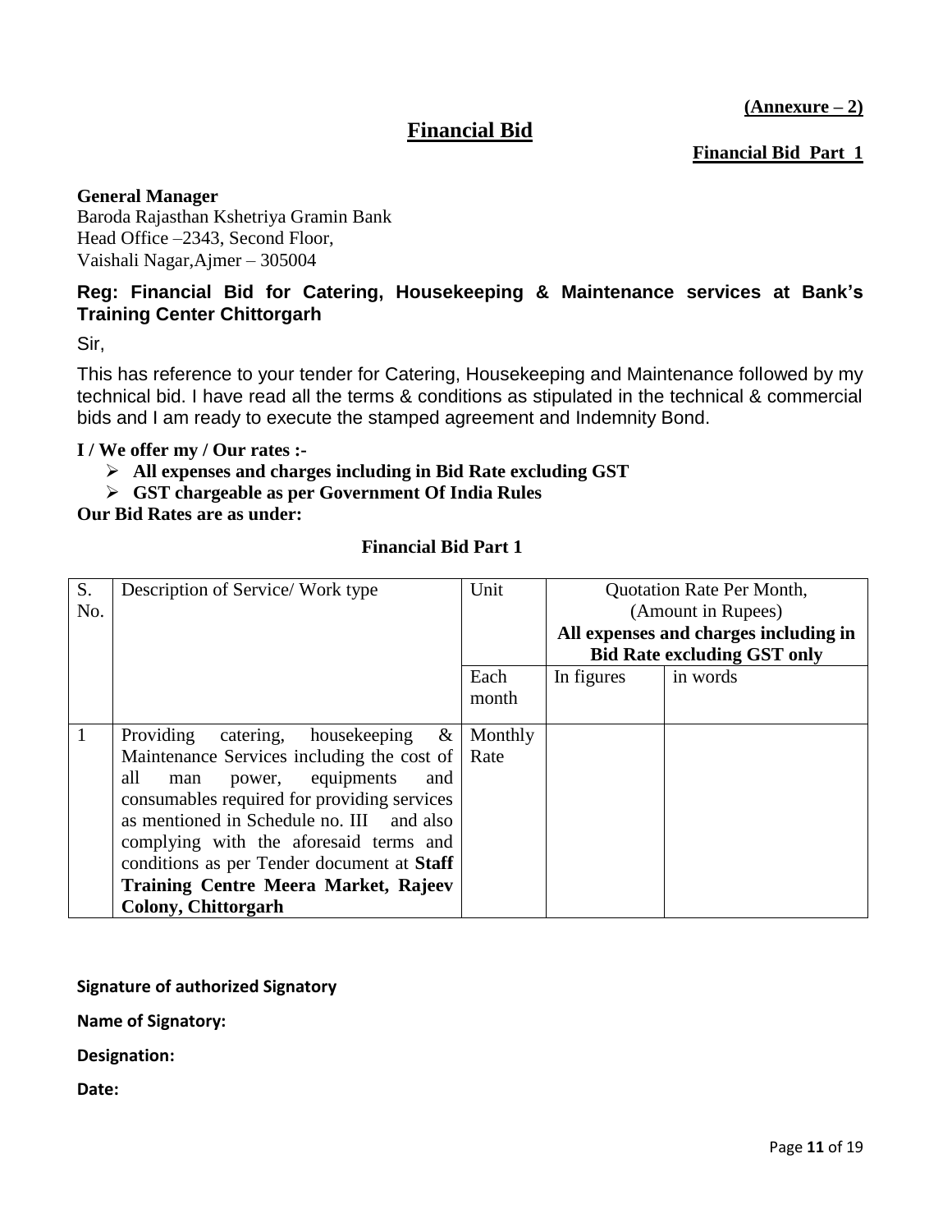**(Annexure – 2)**

# Financial Bid

**Financial Bid Part 1**

**General Manager**
Baroda Rajasthan Kshetriya Gramin Bank
Head Office –2343, Second Floor,
Vaishali Nagar,Ajmer – 305004

**Reg: Financial Bid for Catering, Housekeeping & Maintenance services at Bank's Training Center Chittorgarh**

Sir,

This has reference to your tender for Catering, Housekeeping and Maintenance followed by my technical bid. I have read all the terms & conditions as stipulated in the technical & commercial bids and I am ready to execute the stamped agreement and Indemnity Bond.

**I / We offer my / Our rates :-**

- **All expenses and charges including in Bid Rate excluding GST**
- **GST chargeable as per Government Of India Rules**

**Our Bid Rates are as under:**

**Financial Bid Part 1**

| S. No. | Description of Service/ Work type | Unit | Quotation Rate Per Month, (Amount in Rupees) **All expenses and charges including in Bid Rate excluding GST only** | |
|---|---|---|---|---|
| | | Each month | In figures | in words |
| 1 | Providing catering, housekeeping & Maintenance Services including the cost of all man power, equipments and consumables required for providing services as mentioned in Schedule no. III and also complying with the aforesaid terms and conditions as per Tender document at **Staff Training Centre Meera Market, Rajeev Colony, Chittorgarh** | Monthly Rate | | |

**Signature of authorized Signatory**

**Name of Signatory:**

**Designation:**

**Date:**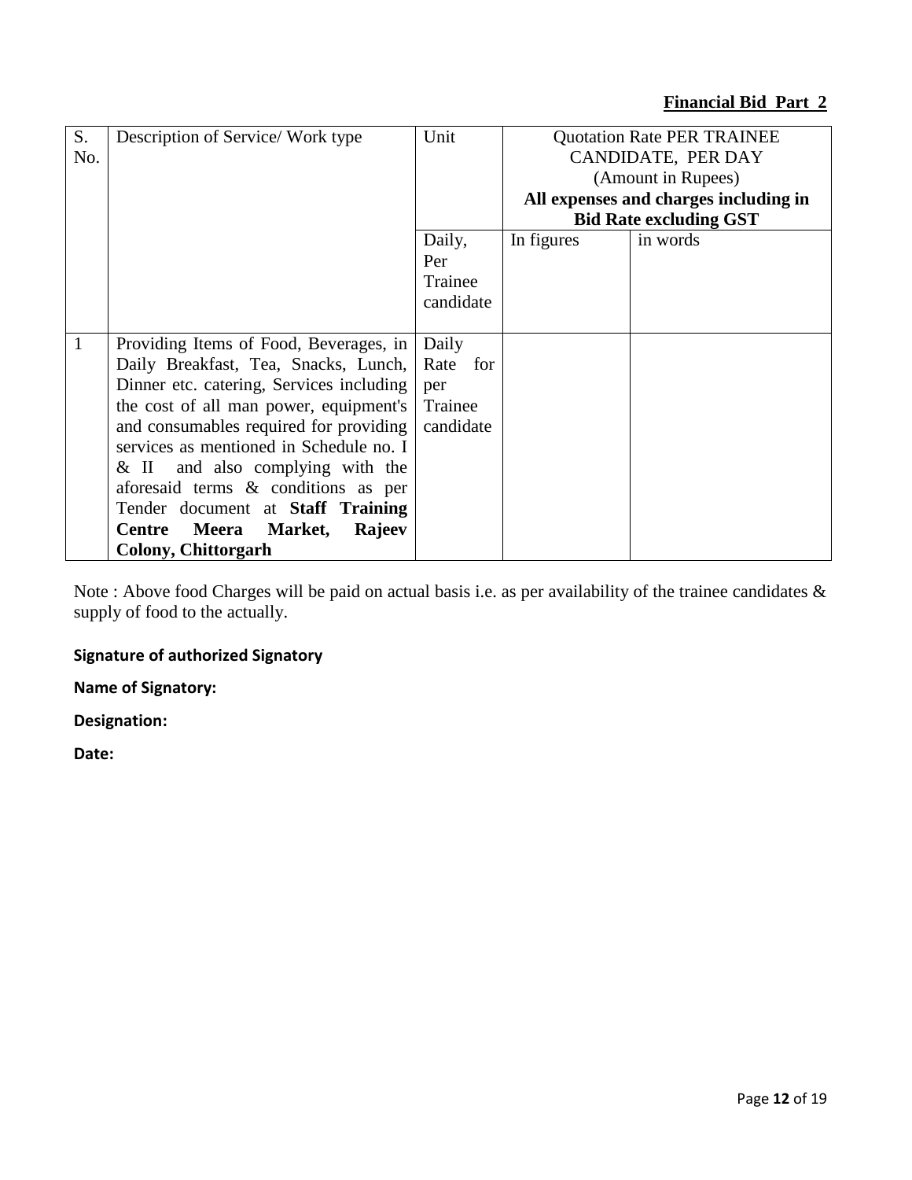**Financial Bid Part 2**

| S. No. | Description of Service/ Work type | Unit | Quotation Rate PER TRAINEE CANDIDATE, PER DAY (Amount in Rupees) **All expenses and charges including in Bid Rate excluding GST** | |
|---|---|---|---|---|
| | | Daily, Per Trainee candidate | In figures | in words |
| 1 | Providing Items of Food, Beverages, in Daily Breakfast, Tea, Snacks, Lunch, Dinner etc. catering, Services including the cost of all man power, equipment's and consumables required for providing services as mentioned in Schedule no. I & II and also complying with the aforesaid terms & conditions as per Tender document at **Staff Training Centre Meera Market, Rajeev Colony, Chittorgarh** | Daily Rate for per Trainee candidate | | |

Note : Above food Charges will be paid on actual basis i.e. as per availability of the trainee candidates & supply of food to the actually.

**Signature of authorized Signatory**

**Name of Signatory:**

**Designation:**

**Date:**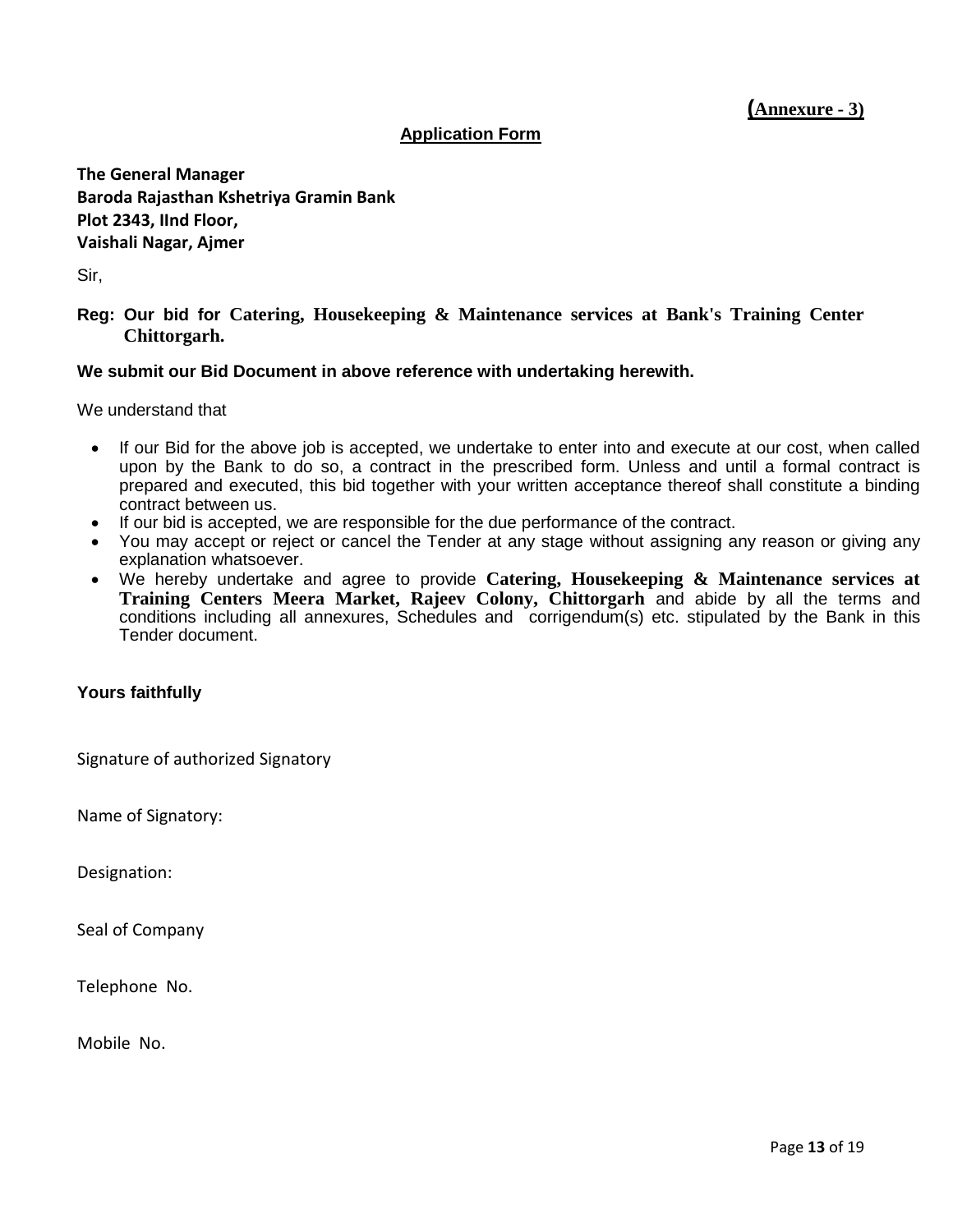**(Annexure - 3)**

## Application Form

**The General Manager**
**Baroda Rajasthan Kshetriya Gramin Bank**
**Plot 2343, IInd Floor,**
**Vaishali Nagar, Ajmer**

Sir,

**Reg: Our bid for Catering, Housekeeping & Maintenance services at Bank's Training Center Chittorgarh.**

**We submit our Bid Document in above reference with undertaking herewith.**

We understand that

- If our Bid for the above job is accepted, we undertake to enter into and execute at our cost, when called upon by the Bank to do so, a contract in the prescribed form. Unless and until a formal contract is prepared and executed, this bid together with your written acceptance thereof shall constitute a binding contract between us.
- If our bid is accepted, we are responsible for the due performance of the contract.
- You may accept or reject or cancel the Tender at any stage without assigning any reason or giving any explanation whatsoever.
- We hereby undertake and agree to provide **Catering, Housekeeping & Maintenance services at Training Centers Meera Market, Rajeev Colony, Chittorgarh** and abide by all the terms and conditions including all annexures, Schedules and corrigendum(s) etc. stipulated by the Bank in this Tender document.

**Yours faithfully**

Signature of authorized Signatory

Name of Signatory:

Designation:

Seal of Company

Telephone No.

Mobile No.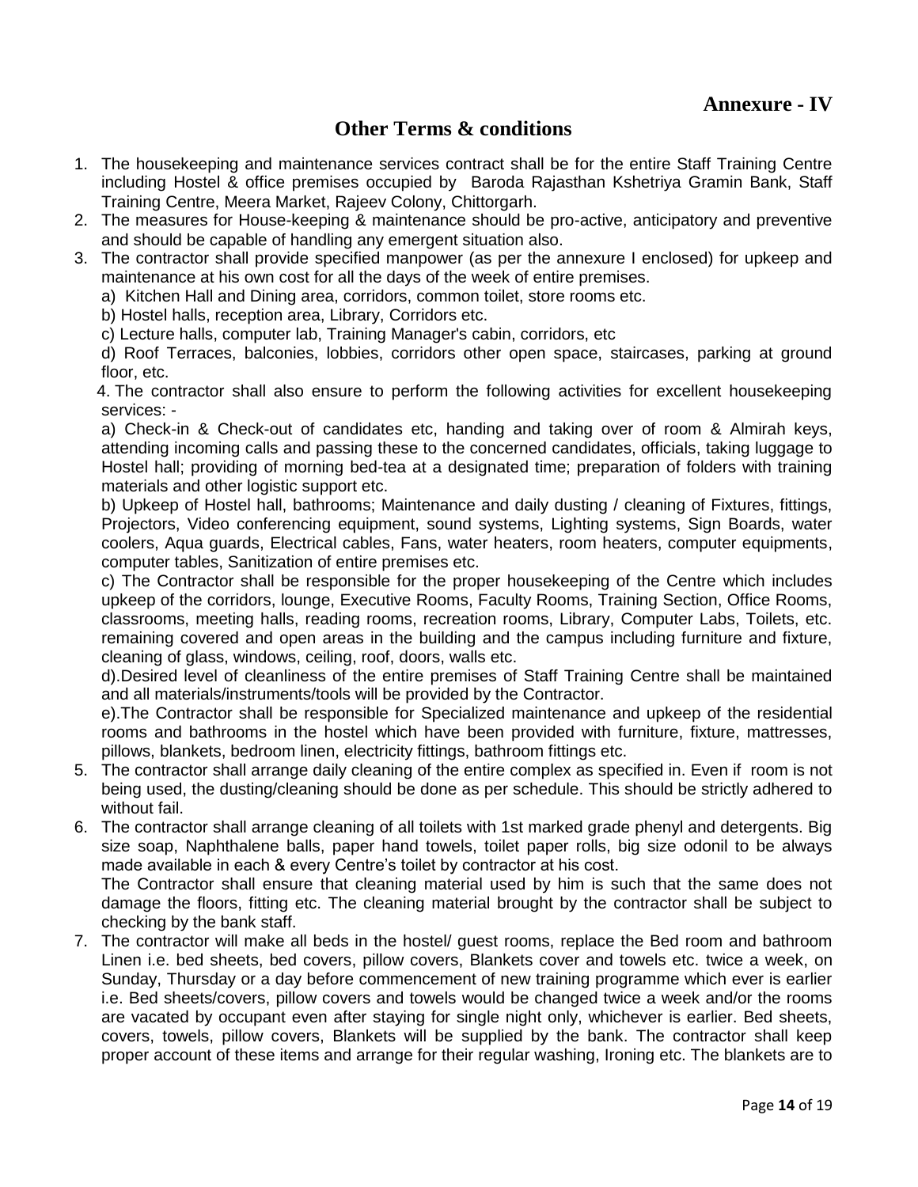**Annexure - IV**

## Other Terms & conditions

1. The housekeeping and maintenance services contract shall be for the entire Staff Training Centre including Hostel & office premises occupied by Baroda Rajasthan Kshetriya Gramin Bank, Staff Training Centre, Meera Market, Rajeev Colony, Chittorgarh.
2. The measures for House-keeping & maintenance should be pro-active, anticipatory and preventive and should be capable of handling any emergent situation also.
3. The contractor shall provide specified manpower (as per the annexure I enclosed) for upkeep and maintenance at his own cost for all the days of the week of entire premises.

   a) Kitchen Hall and Dining area, corridors, common toilet, store rooms etc.

   b) Hostel halls, reception area, Library, Corridors etc.

   c) Lecture halls, computer lab, Training Manager's cabin, corridors, etc

   d) Roof Terraces, balconies, lobbies, corridors other open space, staircases, parking at ground floor, etc.

4. The contractor shall also ensure to perform the following activities for excellent housekeeping services: -

   a) Check-in & Check-out of candidates etc, handing and taking over of room & Almirah keys, attending incoming calls and passing these to the concerned candidates, officials, taking luggage to Hostel hall; providing of morning bed-tea at a designated time; preparation of folders with training materials and other logistic support etc.

   b) Upkeep of Hostel hall, bathrooms; Maintenance and daily dusting / cleaning of Fixtures, fittings, Projectors, Video conferencing equipment, sound systems, Lighting systems, Sign Boards, water coolers, Aqua guards, Electrical cables, Fans, water heaters, room heaters, computer equipments, computer tables, Sanitization of entire premises etc.

   c) The Contractor shall be responsible for the proper housekeeping of the Centre which includes upkeep of the corridors, lounge, Executive Rooms, Faculty Rooms, Training Section, Office Rooms, classrooms, meeting halls, reading rooms, recreation rooms, Library, Computer Labs, Toilets, etc. remaining covered and open areas in the building and the campus including furniture and fixture, cleaning of glass, windows, ceiling, roof, doors, walls etc.

   d).Desired level of cleanliness of the entire premises of Staff Training Centre shall be maintained and all materials/instruments/tools will be provided by the Contractor.

   e).The Contractor shall be responsible for Specialized maintenance and upkeep of the residential rooms and bathrooms in the hostel which have been provided with furniture, fixture, mattresses, pillows, blankets, bedroom linen, electricity fittings, bathroom fittings etc.

5. The contractor shall arrange daily cleaning of the entire complex as specified in. Even if room is not being used, the dusting/cleaning should be done as per schedule. This should be strictly adhered to without fail.
6. The contractor shall arrange cleaning of all toilets with 1st marked grade phenyl and detergents. Big size soap, Naphthalene balls, paper hand towels, toilet paper rolls, big size odonil to be always made available in each & every Centre's toilet by contractor at his cost.

   The Contractor shall ensure that cleaning material used by him is such that the same does not damage the floors, fitting etc. The cleaning material brought by the contractor shall be subject to checking by the bank staff.

7. The contractor will make all beds in the hostel/ guest rooms, replace the Bed room and bathroom Linen i.e. bed sheets, bed covers, pillow covers, Blankets cover and towels etc. twice a week, on Sunday, Thursday or a day before commencement of new training programme which ever is earlier i.e. Bed sheets/covers, pillow covers and towels would be changed twice a week and/or the rooms are vacated by occupant even after staying for single night only, whichever is earlier. Bed sheets, covers, towels, pillow covers, Blankets will be supplied by the bank. The contractor shall keep proper account of these items and arrange for their regular washing, Ironing etc. The blankets are to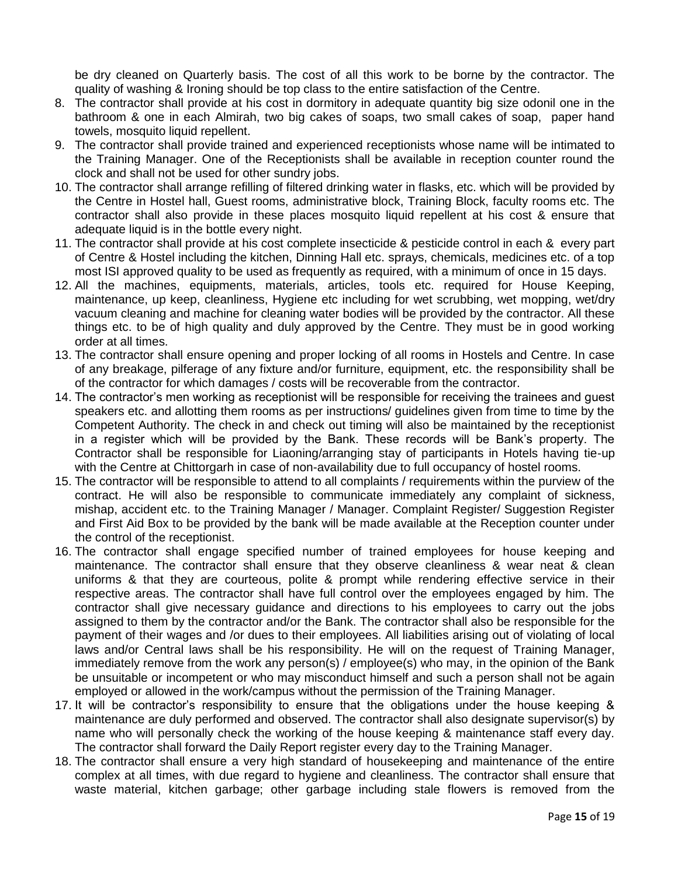be dry cleaned on Quarterly basis. The cost of all this work to be borne by the contractor. The quality of washing & Ironing should be top class to the entire satisfaction of the Centre.

8. The contractor shall provide at his cost in dormitory in adequate quantity big size odonil one in the bathroom & one in each Almirah, two big cakes of soaps, two small cakes of soap, paper hand towels, mosquito liquid repellent.
9. The contractor shall provide trained and experienced receptionists whose name will be intimated to the Training Manager. One of the Receptionists shall be available in reception counter round the clock and shall not be used for other sundry jobs.
10. The contractor shall arrange refilling of filtered drinking water in flasks, etc. which will be provided by the Centre in Hostel hall, Guest rooms, administrative block, Training Block, faculty rooms etc. The contractor shall also provide in these places mosquito liquid repellent at his cost & ensure that adequate liquid is in the bottle every night.
11. The contractor shall provide at his cost complete insecticide & pesticide control in each & every part of Centre & Hostel including the kitchen, Dinning Hall etc. sprays, chemicals, medicines etc. of a top most ISI approved quality to be used as frequently as required, with a minimum of once in 15 days.
12. All the machines, equipments, materials, articles, tools etc. required for House Keeping, maintenance, up keep, cleanliness, Hygiene etc including for wet scrubbing, wet mopping, wet/dry vacuum cleaning and machine for cleaning water bodies will be provided by the contractor. All these things etc. to be of high quality and duly approved by the Centre. They must be in good working order at all times.
13. The contractor shall ensure opening and proper locking of all rooms in Hostels and Centre. In case of any breakage, pilferage of any fixture and/or furniture, equipment, etc. the responsibility shall be of the contractor for which damages / costs will be recoverable from the contractor.
14. The contractor's men working as receptionist will be responsible for receiving the trainees and guest speakers etc. and allotting them rooms as per instructions/ guidelines given from time to time by the Competent Authority. The check in and check out timing will also be maintained by the receptionist in a register which will be provided by the Bank. These records will be Bank's property. The Contractor shall be responsible for Liaoning/arranging stay of participants in Hotels having tie-up with the Centre at Chittorgarh in case of non-availability due to full occupancy of hostel rooms.
15. The contractor will be responsible to attend to all complaints / requirements within the purview of the contract. He will also be responsible to communicate immediately any complaint of sickness, mishap, accident etc. to the Training Manager / Manager. Complaint Register/ Suggestion Register and First Aid Box to be provided by the bank will be made available at the Reception counter under the control of the receptionist.
16. The contractor shall engage specified number of trained employees for house keeping and maintenance. The contractor shall ensure that they observe cleanliness & wear neat & clean uniforms & that they are courteous, polite & prompt while rendering effective service in their respective areas. The contractor shall have full control over the employees engaged by him. The contractor shall give necessary guidance and directions to his employees to carry out the jobs assigned to them by the contractor and/or the Bank. The contractor shall also be responsible for the payment of their wages and /or dues to their employees. All liabilities arising out of violating of local laws and/or Central laws shall be his responsibility. He will on the request of Training Manager, immediately remove from the work any person(s) / employee(s) who may, in the opinion of the Bank be unsuitable or incompetent or who may misconduct himself and such a person shall not be again employed or allowed in the work/campus without the permission of the Training Manager.
17. It will be contractor's responsibility to ensure that the obligations under the house keeping & maintenance are duly performed and observed. The contractor shall also designate supervisor(s) by name who will personally check the working of the house keeping & maintenance staff every day. The contractor shall forward the Daily Report register every day to the Training Manager.
18. The contractor shall ensure a very high standard of housekeeping and maintenance of the entire complex at all times, with due regard to hygiene and cleanliness. The contractor shall ensure that waste material, kitchen garbage; other garbage including stale flowers is removed from the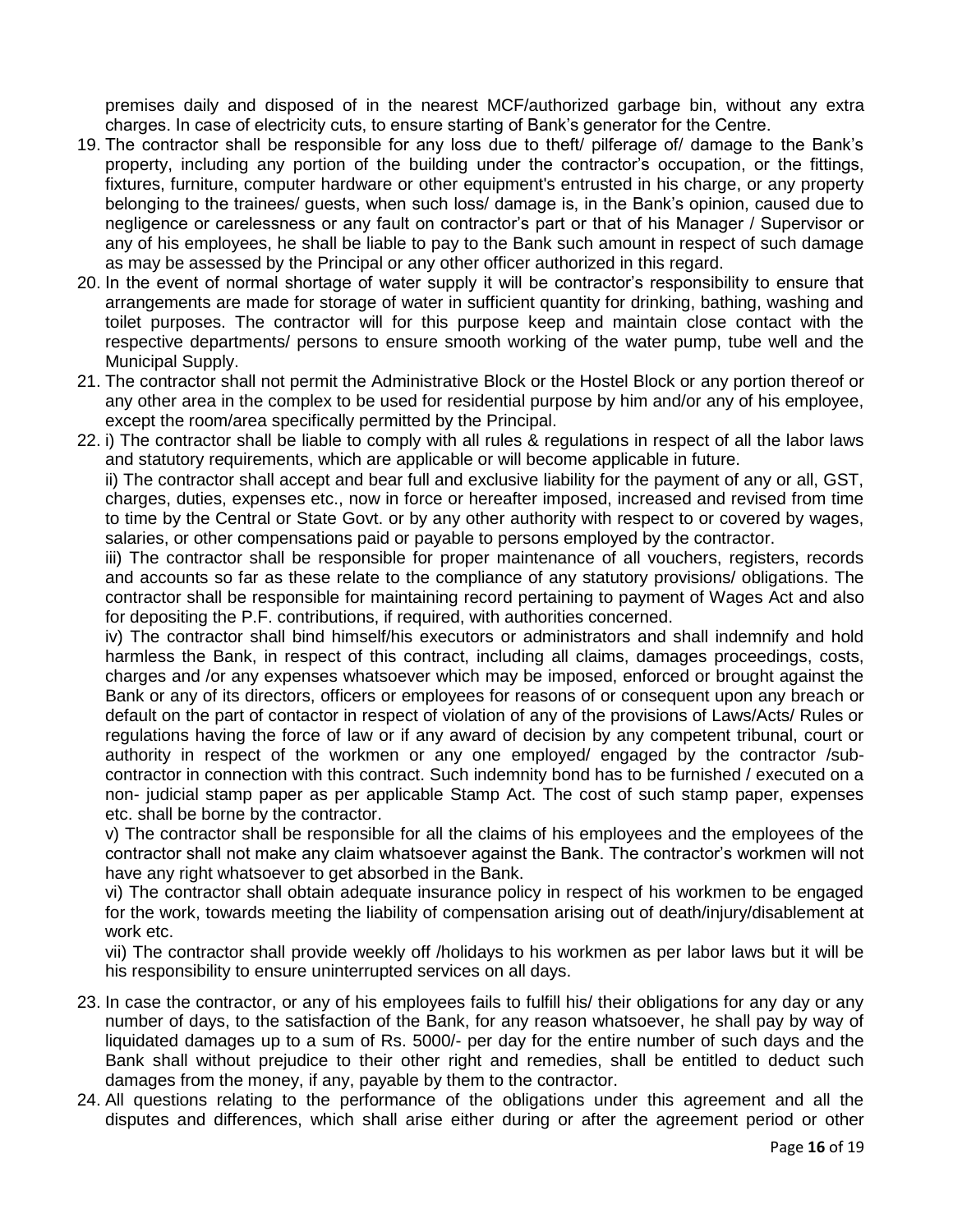premises daily and disposed of in the nearest MCF/authorized garbage bin, without any extra charges. In case of electricity cuts, to ensure starting of Bank's generator for the Centre.

19. The contractor shall be responsible for any loss due to theft/ pilferage of/ damage to the Bank's property, including any portion of the building under the contractor's occupation, or the fittings, fixtures, furniture, computer hardware or other equipment's entrusted in his charge, or any property belonging to the trainees/ guests, when such loss/ damage is, in the Bank's opinion, caused due to negligence or carelessness or any fault on contractor's part or that of his Manager / Supervisor or any of his employees, he shall be liable to pay to the Bank such amount in respect of such damage as may be assessed by the Principal or any other officer authorized in this regard.
20. In the event of normal shortage of water supply it will be contractor's responsibility to ensure that arrangements are made for storage of water in sufficient quantity for drinking, bathing, washing and toilet purposes. The contractor will for this purpose keep and maintain close contact with the respective departments/ persons to ensure smooth working of the water pump, tube well and the Municipal Supply.
21. The contractor shall not permit the Administrative Block or the Hostel Block or any portion thereof or any other area in the complex to be used for residential purpose by him and/or any of his employee, except the room/area specifically permitted by the Principal.
22. i) The contractor shall be liable to comply with all rules & regulations in respect of all the labor laws and statutory requirements, which are applicable or will become applicable in future.

    ii) The contractor shall accept and bear full and exclusive liability for the payment of any or all, GST, charges, duties, expenses etc., now in force or hereafter imposed, increased and revised from time to time by the Central or State Govt. or by any other authority with respect to or covered by wages, salaries, or other compensations paid or payable to persons employed by the contractor.

    iii) The contractor shall be responsible for proper maintenance of all vouchers, registers, records and accounts so far as these relate to the compliance of any statutory provisions/ obligations. The contractor shall be responsible for maintaining record pertaining to payment of Wages Act and also for depositing the P.F. contributions, if required, with authorities concerned.

    iv) The contractor shall bind himself/his executors or administrators and shall indemnify and hold harmless the Bank, in respect of this contract, including all claims, damages proceedings, costs, charges and /or any expenses whatsoever which may be imposed, enforced or brought against the Bank or any of its directors, officers or employees for reasons of or consequent upon any breach or default on the part of contactor in respect of violation of any of the provisions of Laws/Acts/ Rules or regulations having the force of law or if any award of decision by any competent tribunal, court or authority in respect of the workmen or any one employed/ engaged by the contractor /sub-contractor in connection with this contract. Such indemnity bond has to be furnished / executed on a non- judicial stamp paper as per applicable Stamp Act. The cost of such stamp paper, expenses etc. shall be borne by the contractor.

    v) The contractor shall be responsible for all the claims of his employees and the employees of the contractor shall not make any claim whatsoever against the Bank. The contractor's workmen will not have any right whatsoever to get absorbed in the Bank.

    vi) The contractor shall obtain adequate insurance policy in respect of his workmen to be engaged for the work, towards meeting the liability of compensation arising out of death/injury/disablement at work etc.

    vii) The contractor shall provide weekly off /holidays to his workmen as per labor laws but it will be his responsibility to ensure uninterrupted services on all days.

23. In case the contractor, or any of his employees fails to fulfill his/ their obligations for any day or any number of days, to the satisfaction of the Bank, for any reason whatsoever, he shall pay by way of liquidated damages up to a sum of Rs. 5000/- per day for the entire number of such days and the Bank shall without prejudice to their other right and remedies, shall be entitled to deduct such damages from the money, if any, payable by them to the contractor.
24. All questions relating to the performance of the obligations under this agreement and all the disputes and differences, which shall arise either during or after the agreement period or other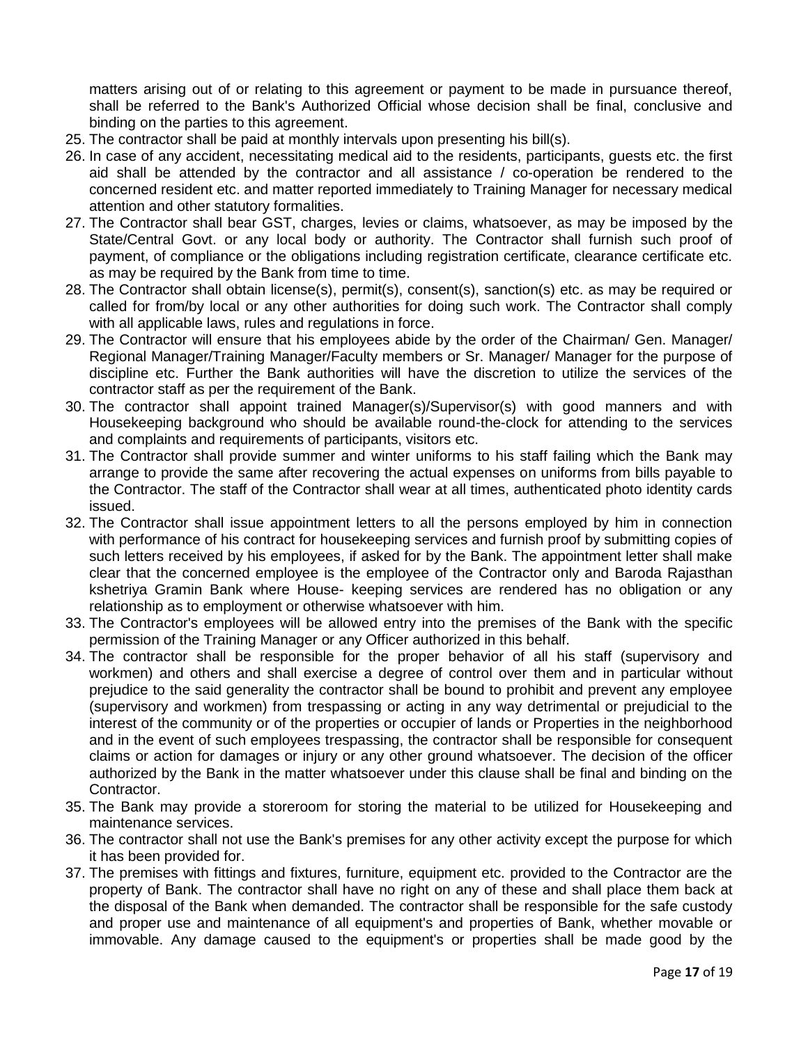matters arising out of or relating to this agreement or payment to be made in pursuance thereof, shall be referred to the Bank's Authorized Official whose decision shall be final, conclusive and binding on the parties to this agreement.

25. The contractor shall be paid at monthly intervals upon presenting his bill(s).
26. In case of any accident, necessitating medical aid to the residents, participants, guests etc. the first aid shall be attended by the contractor and all assistance / co-operation be rendered to the concerned resident etc. and matter reported immediately to Training Manager for necessary medical attention and other statutory formalities.
27. The Contractor shall bear GST, charges, levies or claims, whatsoever, as may be imposed by the State/Central Govt. or any local body or authority. The Contractor shall furnish such proof of payment, of compliance or the obligations including registration certificate, clearance certificate etc. as may be required by the Bank from time to time.
28. The Contractor shall obtain license(s), permit(s), consent(s), sanction(s) etc. as may be required or called for from/by local or any other authorities for doing such work. The Contractor shall comply with all applicable laws, rules and regulations in force.
29. The Contractor will ensure that his employees abide by the order of the Chairman/ Gen. Manager/ Regional Manager/Training Manager/Faculty members or Sr. Manager/ Manager for the purpose of discipline etc. Further the Bank authorities will have the discretion to utilize the services of the contractor staff as per the requirement of the Bank.
30. The contractor shall appoint trained Manager(s)/Supervisor(s) with good manners and with Housekeeping background who should be available round-the-clock for attending to the services and complaints and requirements of participants, visitors etc.
31. The Contractor shall provide summer and winter uniforms to his staff failing which the Bank may arrange to provide the same after recovering the actual expenses on uniforms from bills payable to the Contractor. The staff of the Contractor shall wear at all times, authenticated photo identity cards issued.
32. The Contractor shall issue appointment letters to all the persons employed by him in connection with performance of his contract for housekeeping services and furnish proof by submitting copies of such letters received by his employees, if asked for by the Bank. The appointment letter shall make clear that the concerned employee is the employee of the Contractor only and Baroda Rajasthan kshetriya Gramin Bank where House- keeping services are rendered has no obligation or any relationship as to employment or otherwise whatsoever with him.
33. The Contractor's employees will be allowed entry into the premises of the Bank with the specific permission of the Training Manager or any Officer authorized in this behalf.
34. The contractor shall be responsible for the proper behavior of all his staff (supervisory and workmen) and others and shall exercise a degree of control over them and in particular without prejudice to the said generality the contractor shall be bound to prohibit and prevent any employee (supervisory and workmen) from trespassing or acting in any way detrimental or prejudicial to the interest of the community or of the properties or occupier of lands or Properties in the neighborhood and in the event of such employees trespassing, the contractor shall be responsible for consequent claims or action for damages or injury or any other ground whatsoever. The decision of the officer authorized by the Bank in the matter whatsoever under this clause shall be final and binding on the Contractor.
35. The Bank may provide a storeroom for storing the material to be utilized for Housekeeping and maintenance services.
36. The contractor shall not use the Bank's premises for any other activity except the purpose for which it has been provided for.
37. The premises with fittings and fixtures, furniture, equipment etc. provided to the Contractor are the property of Bank. The contractor shall have no right on any of these and shall place them back at the disposal of the Bank when demanded. The contractor shall be responsible for the safe custody and proper use and maintenance of all equipment's and properties of Bank, whether movable or immovable. Any damage caused to the equipment's or properties shall be made good by the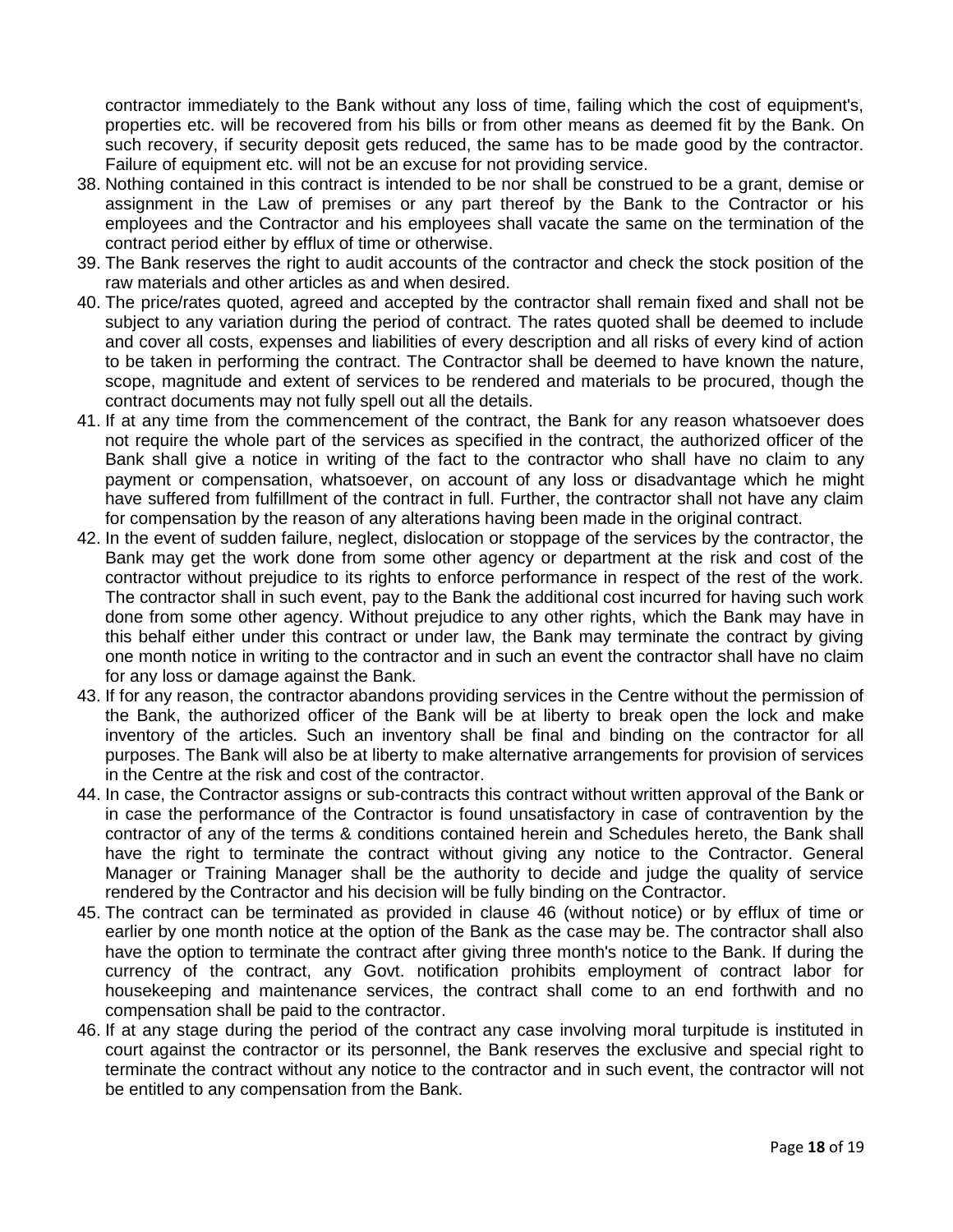contractor immediately to the Bank without any loss of time, failing which the cost of equipment's, properties etc. will be recovered from his bills or from other means as deemed fit by the Bank. On such recovery, if security deposit gets reduced, the same has to be made good by the contractor. Failure of equipment etc. will not be an excuse for not providing service.

38. Nothing contained in this contract is intended to be nor shall be construed to be a grant, demise or assignment in the Law of premises or any part thereof by the Bank to the Contractor or his employees and the Contractor and his employees shall vacate the same on the termination of the contract period either by efflux of time or otherwise.
39. The Bank reserves the right to audit accounts of the contractor and check the stock position of the raw materials and other articles as and when desired.
40. The price/rates quoted, agreed and accepted by the contractor shall remain fixed and shall not be subject to any variation during the period of contract. The rates quoted shall be deemed to include and cover all costs, expenses and liabilities of every description and all risks of every kind of action to be taken in performing the contract. The Contractor shall be deemed to have known the nature, scope, magnitude and extent of services to be rendered and materials to be procured, though the contract documents may not fully spell out all the details.
41. If at any time from the commencement of the contract, the Bank for any reason whatsoever does not require the whole part of the services as specified in the contract, the authorized officer of the Bank shall give a notice in writing of the fact to the contractor who shall have no claim to any payment or compensation, whatsoever, on account of any loss or disadvantage which he might have suffered from fulfillment of the contract in full. Further, the contractor shall not have any claim for compensation by the reason of any alterations having been made in the original contract.
42. In the event of sudden failure, neglect, dislocation or stoppage of the services by the contractor, the Bank may get the work done from some other agency or department at the risk and cost of the contractor without prejudice to its rights to enforce performance in respect of the rest of the work. The contractor shall in such event, pay to the Bank the additional cost incurred for having such work done from some other agency. Without prejudice to any other rights, which the Bank may have in this behalf either under this contract or under law, the Bank may terminate the contract by giving one month notice in writing to the contractor and in such an event the contractor shall have no claim for any loss or damage against the Bank.
43. If for any reason, the contractor abandons providing services in the Centre without the permission of the Bank, the authorized officer of the Bank will be at liberty to break open the lock and make inventory of the articles. Such an inventory shall be final and binding on the contractor for all purposes. The Bank will also be at liberty to make alternative arrangements for provision of services in the Centre at the risk and cost of the contractor.
44. In case, the Contractor assigns or sub-contracts this contract without written approval of the Bank or in case the performance of the Contractor is found unsatisfactory in case of contravention by the contractor of any of the terms & conditions contained herein and Schedules hereto, the Bank shall have the right to terminate the contract without giving any notice to the Contractor. General Manager or Training Manager shall be the authority to decide and judge the quality of service rendered by the Contractor and his decision will be fully binding on the Contractor.
45. The contract can be terminated as provided in clause 46 (without notice) or by efflux of time or earlier by one month notice at the option of the Bank as the case may be. The contractor shall also have the option to terminate the contract after giving three month's notice to the Bank. If during the currency of the contract, any Govt. notification prohibits employment of contract labor for housekeeping and maintenance services, the contract shall come to an end forthwith and no compensation shall be paid to the contractor.
46. If at any stage during the period of the contract any case involving moral turpitude is instituted in court against the contractor or its personnel, the Bank reserves the exclusive and special right to terminate the contract without any notice to the contractor and in such event, the contractor will not be entitled to any compensation from the Bank.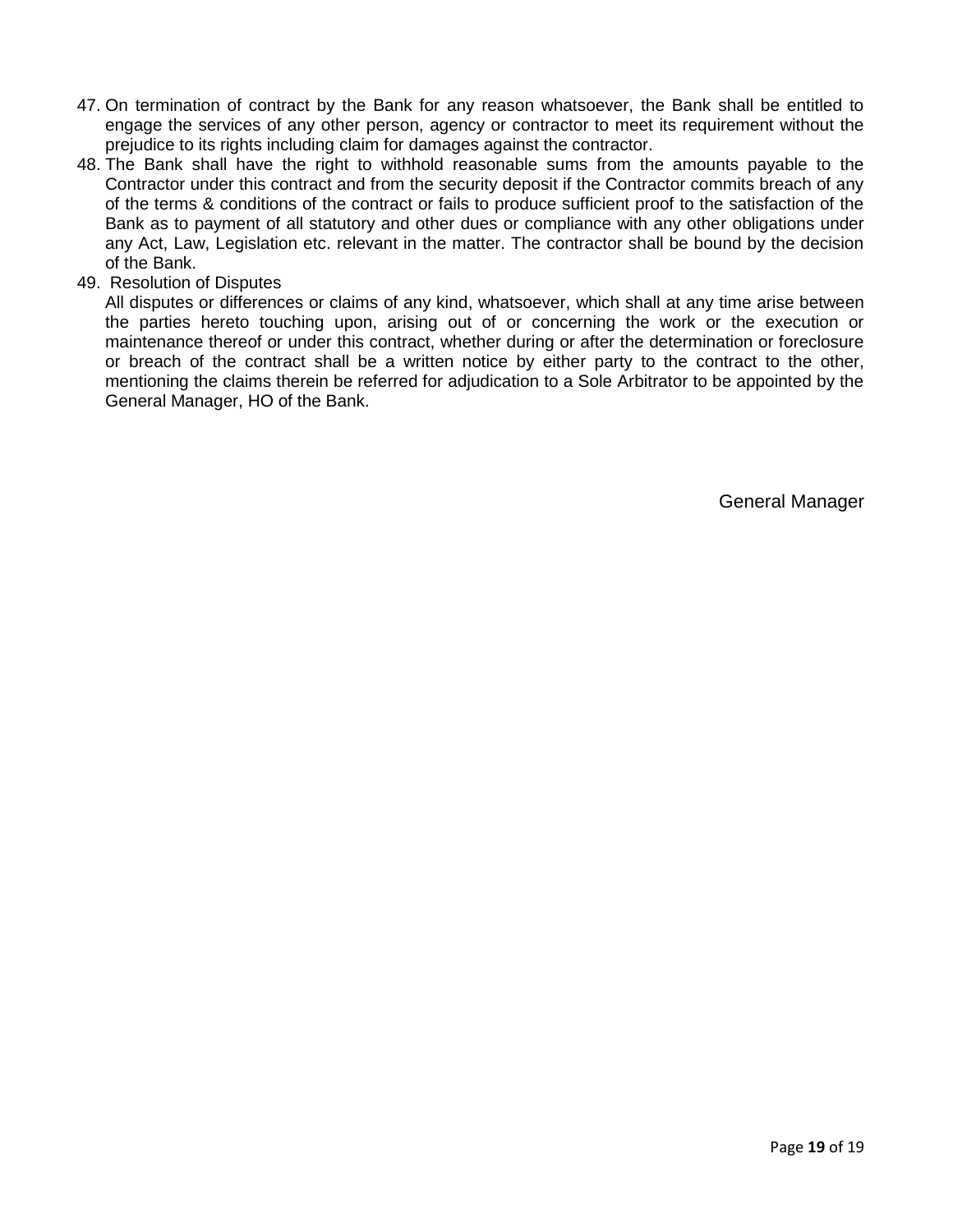47. On termination of contract by the Bank for any reason whatsoever, the Bank shall be entitled to engage the services of any other person, agency or contractor to meet its requirement without the prejudice to its rights including claim for damages against the contractor.
48. The Bank shall have the right to withhold reasonable sums from the amounts payable to the Contractor under this contract and from the security deposit if the Contractor commits breach of any of the terms & conditions of the contract or fails to produce sufficient proof to the satisfaction of the Bank as to payment of all statutory and other dues or compliance with any other obligations under any Act, Law, Legislation etc. relevant in the matter. The contractor shall be bound by the decision of the Bank.
49. Resolution of Disputes

    All disputes or differences or claims of any kind, whatsoever, which shall at any time arise between the parties hereto touching upon, arising out of or concerning the work or the execution or maintenance thereof or under this contract, whether during or after the determination or foreclosure or breach of the contract shall be a written notice by either party to the contract to the other, mentioning the claims therein be referred for adjudication to a Sole Arbitrator to be appointed by the General Manager, HO of the Bank.

General Manager